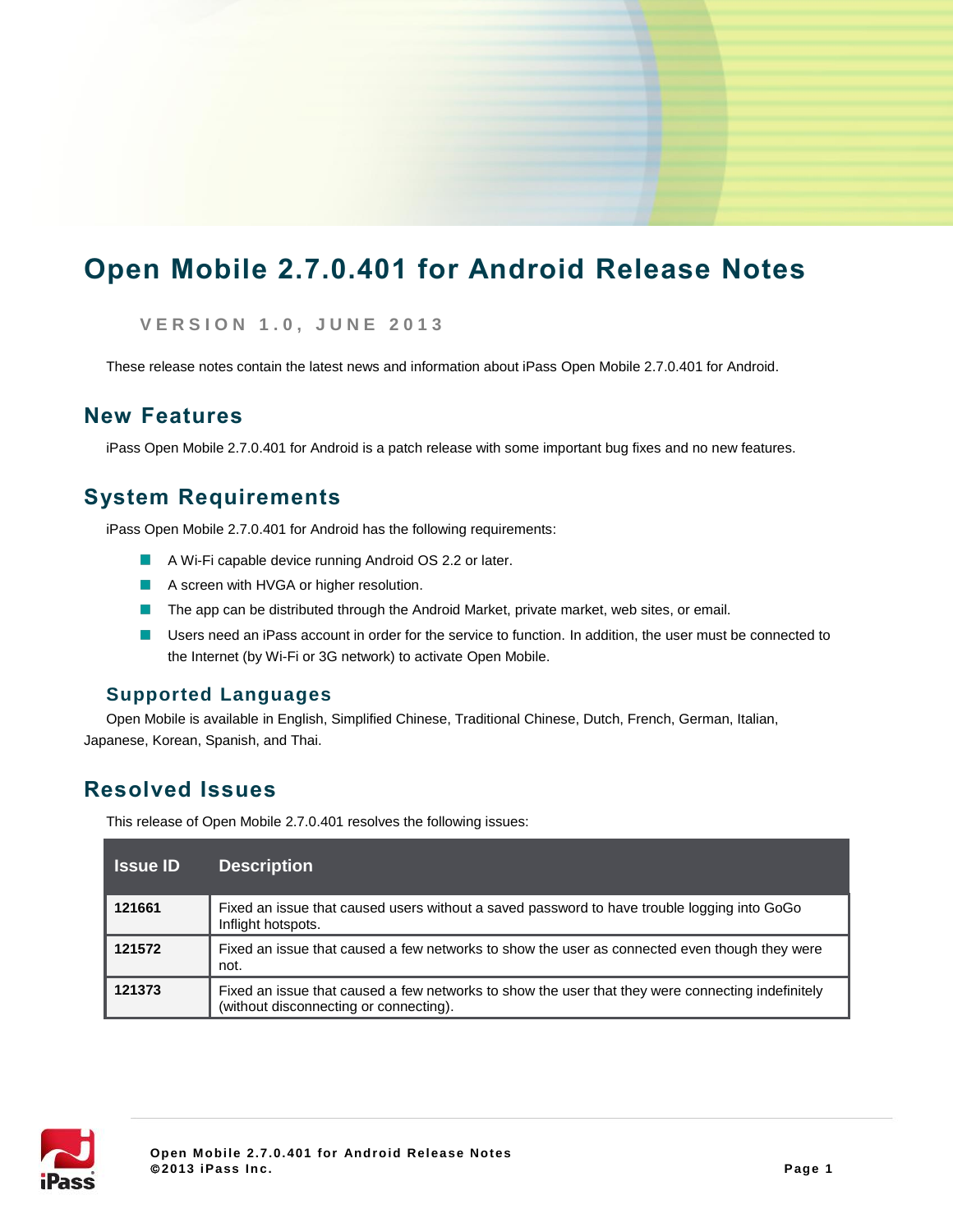# Open Mobile 2.7.0.401 for Android Release Notes

VERSION 1.0, JUNE 2013

These release notes contain the latest news and information about iPass Open Mobile 2.7.0.401 for Android.

## New Features

iPass Open Mobile 2.7.0.401 for Android is a patch release with some important bug fixes and no new features.

## System Requirements

iPass Open Mobile 2.7.0.401 for Android has the following requirements:

- A Wi-Fi capable device running Android OS 2.2 or later.
- A screen with HVGA or higher resolution.
- The app can be distributed through the Android Market, private market, web sites, or email.
- Users need an iPass account in order for the service to function. In addition, the user must be connected to the Internet (by Wi-Fi or 3G network) to activate Open Mobile.

### Supported Languages

Open Mobile is available in English, Simplified Chinese, Traditional Chinese, Dutch, French, German, Italian, Japanese, Korean, Spanish, and Thai.

## Resolved Issues

This release of Open Mobile 2.7.0.401 resolves the following issues:

| Issue ID | Description |
|---|---|
| **121661** | Fixed an issue that caused users without a saved password to have trouble logging into GoGo Inflight hotspots. |
| **121572** | Fixed an issue that caused a few networks to show the user as connected even though they were not. |
| **121373** | Fixed an issue that caused a few networks to show the user that they were connecting indefinitely (without disconnecting or connecting). |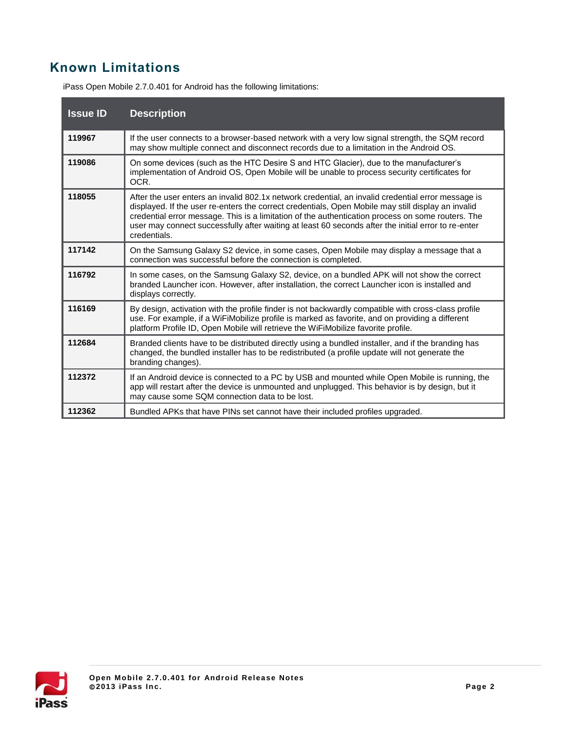## Known Limitations

iPass Open Mobile 2.7.0.401 for Android has the following limitations:

| Issue ID | Description |
|---|---|
| **119967** | If the user connects to a browser-based network with a very low signal strength, the SQM record may show multiple connect and disconnect records due to a limitation in the Android OS. |
| **119086** | On some devices (such as the HTC Desire S and HTC Glacier), due to the manufacturer's implementation of Android OS, Open Mobile will be unable to process security certificates for OCR. |
| **118055** | After the user enters an invalid 802.1x network credential, an invalid credential error message is displayed. If the user re-enters the correct credentials, Open Mobile may still display an invalid credential error message. This is a limitation of the authentication process on some routers. The user may connect successfully after waiting at least 60 seconds after the initial error to re-enter credentials. |
| **117142** | On the Samsung Galaxy S2 device, in some cases, Open Mobile may display a message that a connection was successful before the connection is completed. |
| **116792** | In some cases, on the Samsung Galaxy S2, device, on a bundled APK will not show the correct branded Launcher icon. However, after installation, the correct Launcher icon is installed and displays correctly. |
| **116169** | By design, activation with the profile finder is not backwardly compatible with cross-class profile use. For example, if a WiFiMobilize profile is marked as favorite, and on providing a different platform Profile ID, Open Mobile will retrieve the WiFiMobilize favorite profile. |
| **112684** | Branded clients have to be distributed directly using a bundled installer, and if the branding has changed, the bundled installer has to be redistributed (a profile update will not generate the branding changes). |
| **112372** | If an Android device is connected to a PC by USB and mounted while Open Mobile is running, the app will restart after the device is unmounted and unplugged. This behavior is by design, but it may cause some SQM connection data to be lost. |
| **112362** | Bundled APKs that have PINs set cannot have their included profiles upgraded. |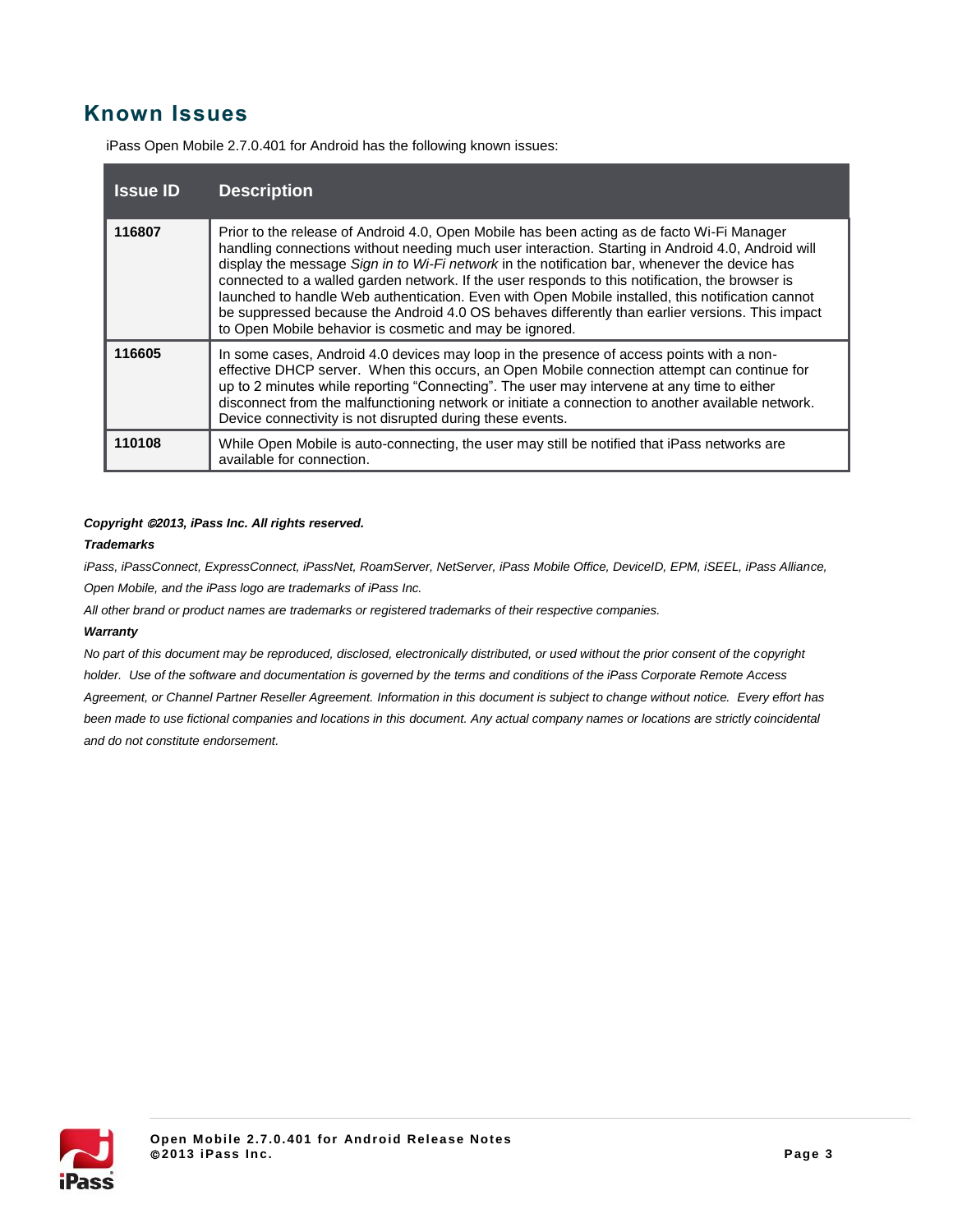## Known Issues

iPass Open Mobile 2.7.0.401 for Android has the following known issues:

| Issue ID | Description |
| --- | --- |
| **116807** | Prior to the release of Android 4.0, Open Mobile has been acting as de facto Wi-Fi Manager handling connections without needing much user interaction. Starting in Android 4.0, Android will display the message *Sign in to Wi-Fi network* in the notification bar, whenever the device has connected to a walled garden network. If the user responds to this notification, the browser is launched to handle Web authentication. Even with Open Mobile installed, this notification cannot be suppressed because the Android 4.0 OS behaves differently than earlier versions. This impact to Open Mobile behavior is cosmetic and may be ignored. |
| **116605** | In some cases, Android 4.0 devices may loop in the presence of access points with a non-effective DHCP server. When this occurs, an Open Mobile connection attempt can continue for up to 2 minutes while reporting "Connecting". The user may intervene at any time to either disconnect from the malfunctioning network or initiate a connection to another available network. Device connectivity is not disrupted during these events. |
| **110108** | While Open Mobile is auto-connecting, the user may still be notified that iPass networks are available for connection. |

***Copyright ©2013, iPass Inc. All rights reserved.***

***Trademarks***

*iPass, iPassConnect, ExpressConnect, iPassNet, RoamServer, NetServer, iPass Mobile Office, DeviceID, EPM, iSEEL, iPass Alliance, Open Mobile, and the iPass logo are trademarks of iPass Inc.*

*All other brand or product names are trademarks or registered trademarks of their respective companies.*

***Warranty***

*No part of this document may be reproduced, disclosed, electronically distributed, or used without the prior consent of the copyright holder. Use of the software and documentation is governed by the terms and conditions of the iPass Corporate Remote Access Agreement, or Channel Partner Reseller Agreement. Information in this document is subject to change without notice. Every effort has been made to use fictional companies and locations in this document. Any actual company names or locations are strictly coincidental and do not constitute endorsement.*